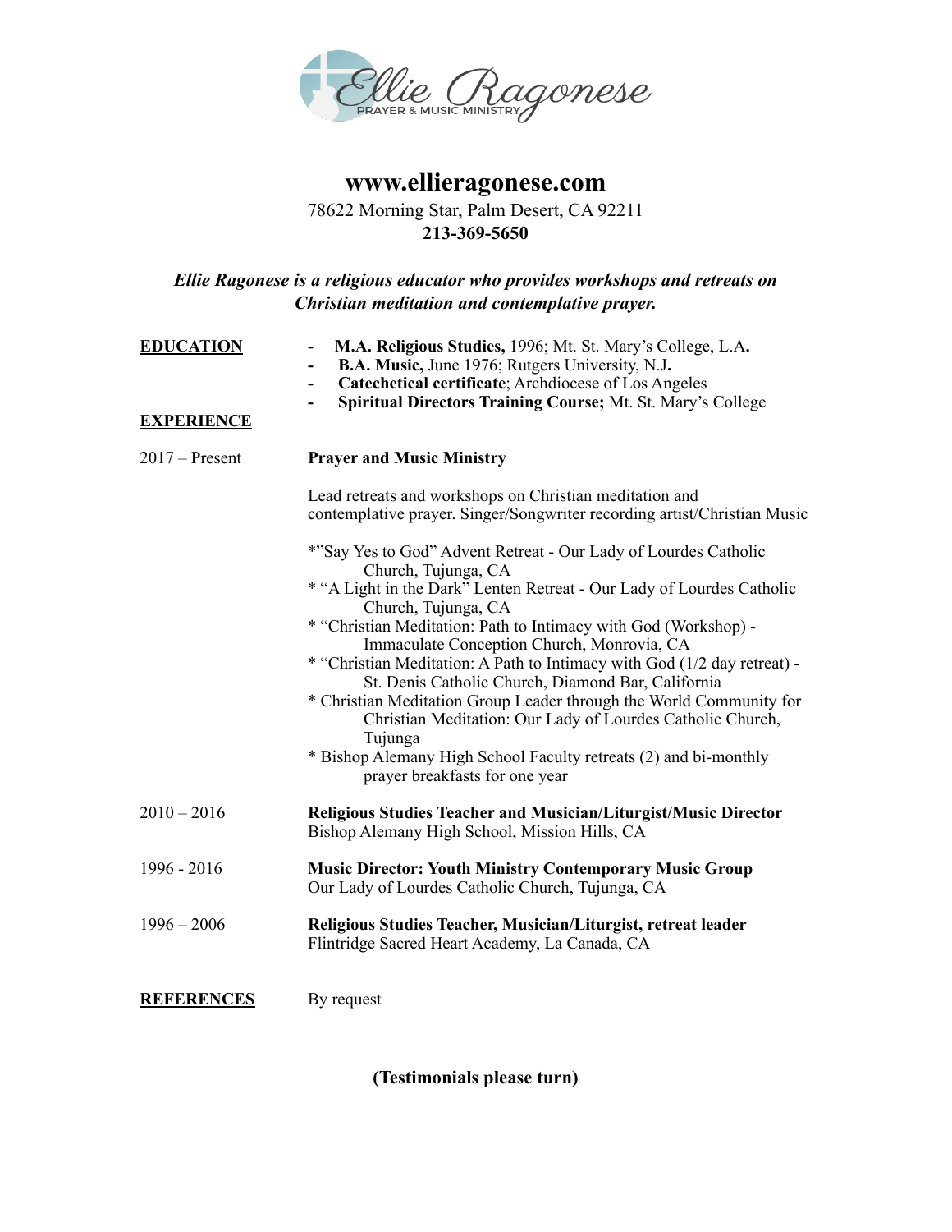Ellie Ragonese
PRAYER & MUSIC MINISTRY

# www.ellieragonese.com

78622 Morning Star, Palm Desert, CA 92211
**213-369-5650**

***Ellie Ragonese is a religious educator who provides workshops and retreats on Christian meditation and contemplative prayer.***

## EDUCATION

- **M.A. Religious Studies,** 1996; Mt. St. Mary's College, L.A**.**
- **B.A. Music,** June 1976; Rutgers University, N.J**.**
- **Catechetical certificate**; Archdiocese of Los Angeles
- **Spiritual Directors Training Course;** Mt. St. Mary's College

## EXPERIENCE

2017 – Present **Prayer and Music Ministry**

Lead retreats and workshops on Christian meditation and contemplative prayer. Singer/Songwriter recording artist/Christian Music

*"Say Yes to God" Advent Retreat - Our Lady of Lourdes Catholic Church, Tujunga, CA
* "A Light in the Dark" Lenten Retreat - Our Lady of Lourdes Catholic Church, Tujunga, CA
* "Christian Meditation: Path to Intimacy with God (Workshop) - Immaculate Conception Church, Monrovia, CA
* "Christian Meditation: A Path to Intimacy with God (1/2 day retreat) - St. Denis Catholic Church, Diamond Bar, California
* Christian Meditation Group Leader through the World Community for Christian Meditation: Our Lady of Lourdes Catholic Church, Tujunga
* Bishop Alemany High School Faculty retreats (2) and bi-monthly prayer breakfasts for one year

2010 – 2016 **Religious Studies Teacher and Musician/Liturgist/Music Director**
Bishop Alemany High School, Mission Hills, CA

1996 - 2016 **Music Director: Youth Ministry Contemporary Music Group**
Our Lady of Lourdes Catholic Church, Tujunga, CA

1996 – 2006 **Religious Studies Teacher, Musician/Liturgist, retreat leader**
Flintridge Sacred Heart Academy, La Canada, CA

## REFERENCES

By request

**(Testimonials please turn)**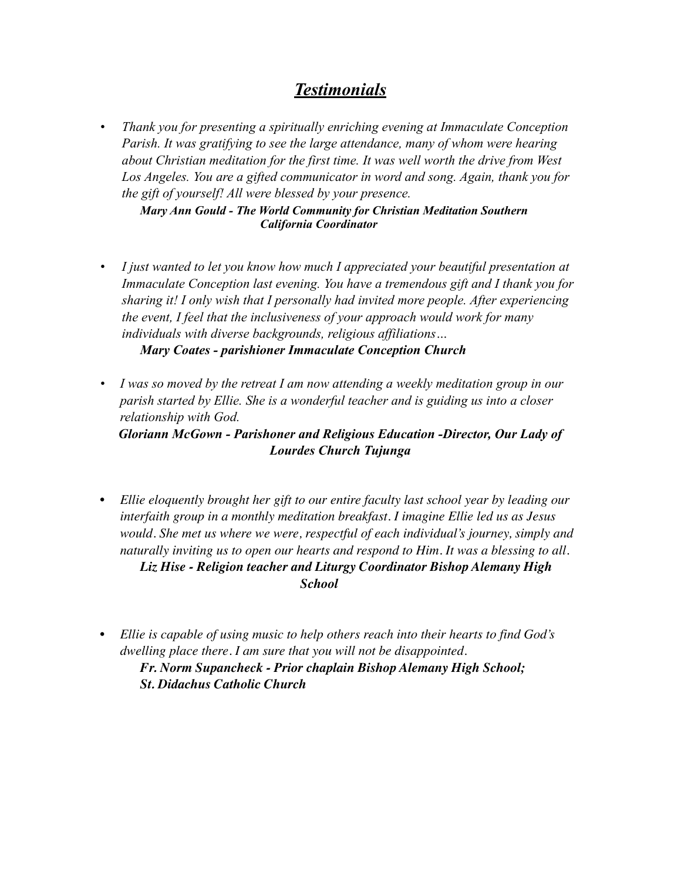# ***Testimonials***

- *Thank you for presenting a spiritually enriching evening at Immaculate Conception Parish. It was gratifying to see the large attendance, many of whom were hearing about Christian meditation for the first time. It was well worth the drive from West Los Angeles. You are a gifted communicator in word and song. Again, thank you for the gift of yourself! All were blessed by your presence.*

  ***Mary Ann Gould - The World Community for Christian Meditation Southern California Coordinator***

- *I just wanted to let you know how much I appreciated your beautiful presentation at Immaculate Conception last evening. You have a tremendous gift and I thank you for sharing it! I only wish that I personally had invited more people. After experiencing the event, I feel that the inclusiveness of your approach would work for many individuals with diverse backgrounds, religious affiliations…*

  ***Mary Coates - parishioner Immaculate Conception Church***

- *I was so moved by the retreat I am now attending a weekly meditation group in our parish started by Ellie. She is a wonderful teacher and is guiding us into a closer relationship with God.*

  ***Gloriann McGown - Parishoner and Religious Education -Director, Our Lady of Lourdes Church Tujunga***

- *Ellie eloquently brought her gift to our entire faculty last school year by leading our interfaith group in a monthly meditation breakfast. I imagine Ellie led us as Jesus would. She met us where we were, respectful of each individual's journey, simply and naturally inviting us to open our hearts and respond to Him. It was a blessing to all.*

  ***Liz Hise - Religion teacher and Liturgy Coordinator Bishop Alemany High School***

- *Ellie is capable of using music to help others reach into their hearts to find God's dwelling place there. I am sure that you will not be disappointed.*

  ***Fr. Norm Supancheck - Prior chaplain Bishop Alemany High School; St. Didachus Catholic Church***